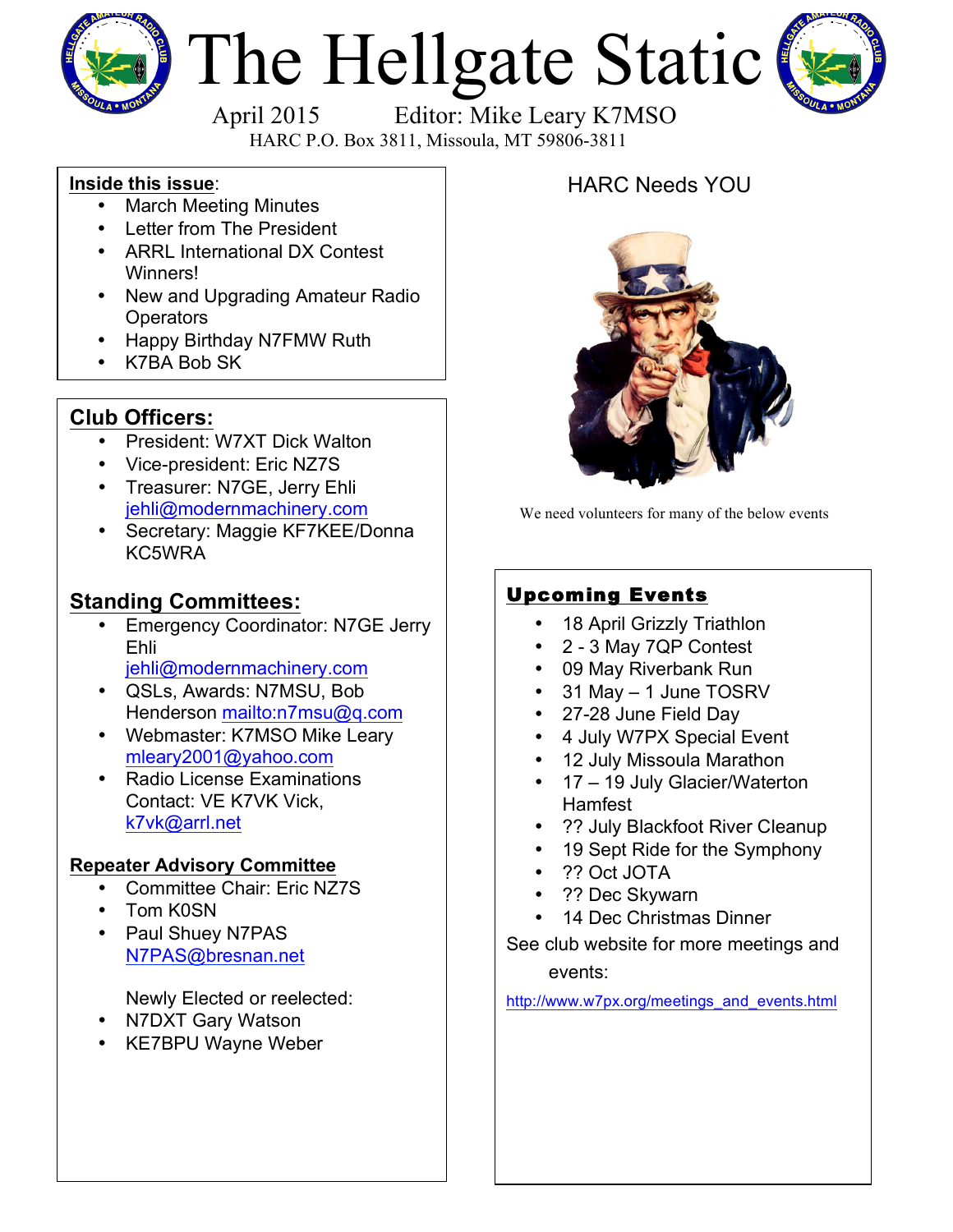# The Hellgate Static

April 2015 Editor: Mike Leary K7MSO

HARC P.O. Box 3811, Missoula, MT 59806-3811

**Inside this issue**:

- March Meeting Minutes
- Letter from The President
- ARRL International DX Contest Winners!
- New and Upgrading Amateur Radio Operators
- Happy Birthday N7FMW Ruth
- K7BA Bob SK

## Club Officers:

- President: W7XT Dick Walton
- Vice-president: Eric NZ7S
- Treasurer: N7GE, Jerry Ehli jehli@modernmachinery.com
- Secretary: Maggie KF7KEE/Donna KC5WRA

## Standing Committees:

- Emergency Coordinator: N7GE Jerry Ehli jehli@modernmachinery.com
- QSLs, Awards: N7MSU, Bob Henderson mailto:n7msu@q.com
- Webmaster: K7MSO Mike Leary mleary2001@yahoo.com
- Radio License Examinations Contact: VE K7VK Vick, k7vk@arrl.net

### Repeater Advisory Committee

- Committee Chair: Eric NZ7S
- Tom K0SN
- Paul Shuey N7PAS N7PAS@bresnan.net

Newly Elected or reelected:

- N7DXT Gary Watson
- KE7BPU Wayne Weber

## HARC Needs YOU

We need volunteers for many of the below events

## Upcoming Events

- 18 April Grizzly Triathlon
- 2 - 3 May 7QP Contest
- 09 May Riverbank Run
- 31 May – 1 June TOSRV
- 27-28 June Field Day
- 4 July W7PX Special Event
- 12 July Missoula Marathon
- 17 – 19 July Glacier/Waterton Hamfest
- ?? July Blackfoot River Cleanup
- 19 Sept Ride for the Symphony
- ?? Oct JOTA
- ?? Dec Skywarn
- 14 Dec Christmas Dinner

See club website for more meetings and events:

http://www.w7px.org/meetings_and_events.html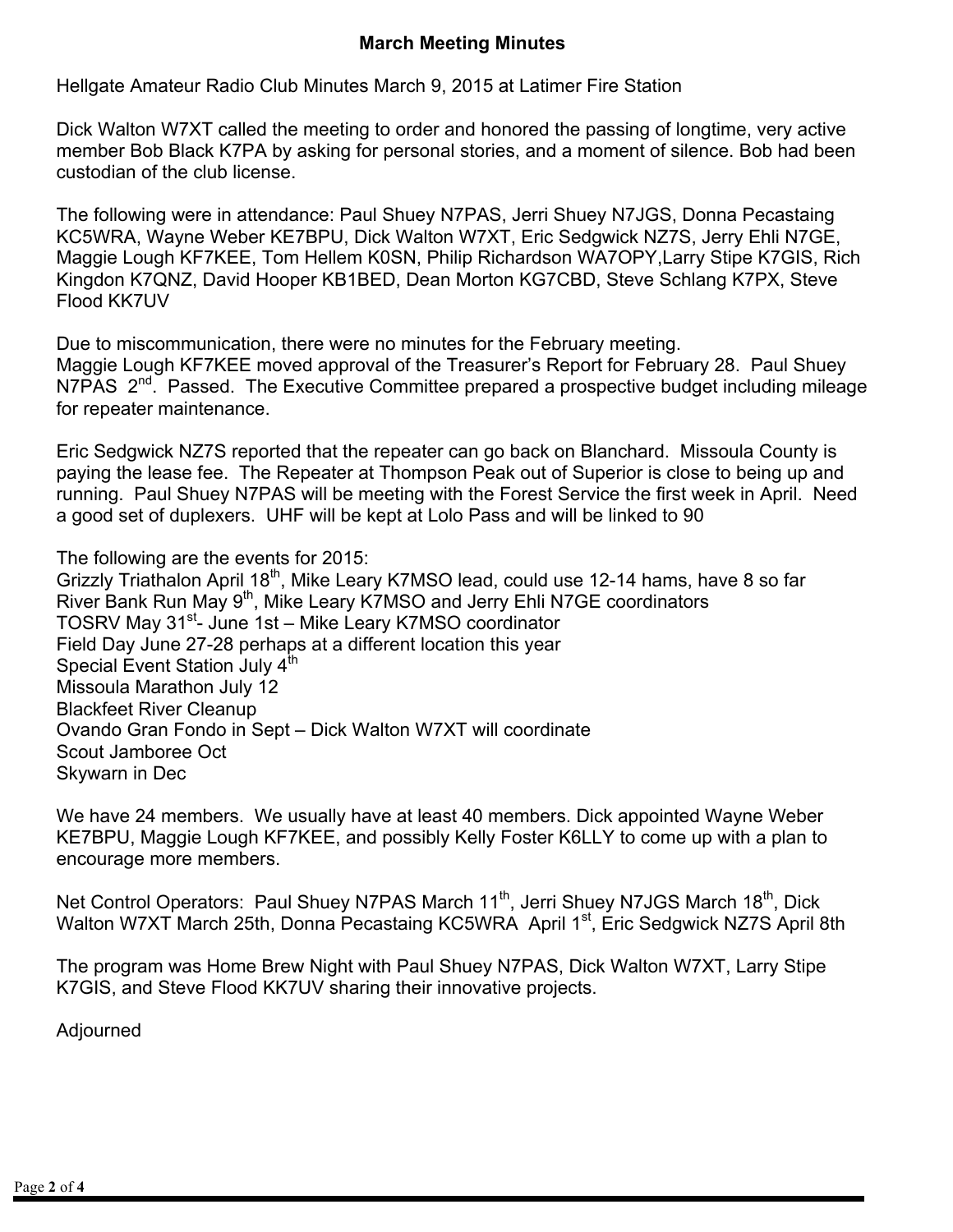## March Meeting Minutes

Hellgate Amateur Radio Club Minutes March 9, 2015 at Latimer Fire Station

Dick Walton W7XT called the meeting to order and honored the passing of longtime, very active member Bob Black K7PA by asking for personal stories, and a moment of silence. Bob had been custodian of the club license.

The following were in attendance: Paul Shuey N7PAS, Jerri Shuey N7JGS, Donna Pecastaing KC5WRA, Wayne Weber KE7BPU, Dick Walton W7XT, Eric Sedgwick NZ7S, Jerry Ehli N7GE, Maggie Lough KF7KEE, Tom Hellem K0SN, Philip Richardson WA7OPY,Larry Stipe K7GIS, Rich Kingdon K7QNZ, David Hooper KB1BED, Dean Morton KG7CBD, Steve Schlang K7PX, Steve Flood KK7UV

Due to miscommunication, there were no minutes for the February meeting.
Maggie Lough KF7KEE moved approval of the Treasurer's Report for February 28. Paul Shuey N7PAS 2nd. Passed. The Executive Committee prepared a prospective budget including mileage for repeater maintenance.

Eric Sedgwick NZ7S reported that the repeater can go back on Blanchard. Missoula County is paying the lease fee. The Repeater at Thompson Peak out of Superior is close to being up and running. Paul Shuey N7PAS will be meeting with the Forest Service the first week in April. Need a good set of duplexers. UHF will be kept at Lolo Pass and will be linked to 90

The following are the events for 2015:
Grizzly Triathalon April 18th, Mike Leary K7MSO lead, could use 12-14 hams, have 8 so far
River Bank Run May 9th, Mike Leary K7MSO and Jerry Ehli N7GE coordinators
TOSRV May 31st- June 1st – Mike Leary K7MSO coordinator
Field Day June 27-28 perhaps at a different location this year
Special Event Station July 4th
Missoula Marathon July 12
Blackfeet River Cleanup
Ovando Gran Fondo in Sept – Dick Walton W7XT will coordinate
Scout Jamboree Oct
Skywarn in Dec

We have 24 members. We usually have at least 40 members. Dick appointed Wayne Weber KE7BPU, Maggie Lough KF7KEE, and possibly Kelly Foster K6LLY to come up with a plan to encourage more members.

Net Control Operators: Paul Shuey N7PAS March 11th, Jerri Shuey N7JGS March 18th, Dick Walton W7XT March 25th, Donna Pecastaing KC5WRA April 1st, Eric Sedgwick NZ7S April 8th

The program was Home Brew Night with Paul Shuey N7PAS, Dick Walton W7XT, Larry Stipe K7GIS, and Steve Flood KK7UV sharing their innovative projects.

Adjourned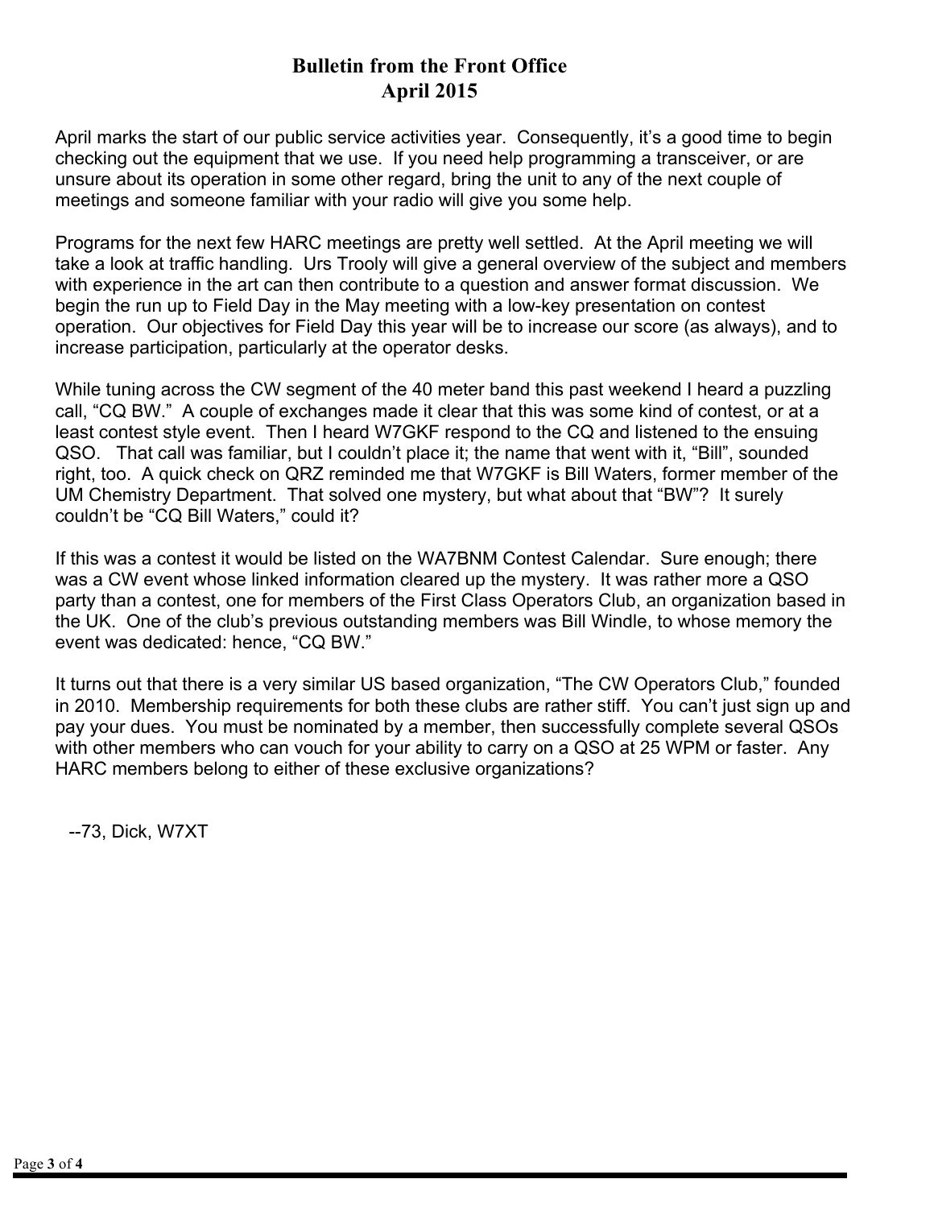## Bulletin from the Front Office
## April 2015

April marks the start of our public service activities year. Consequently, it's a good time to begin checking out the equipment that we use. If you need help programming a transceiver, or are unsure about its operation in some other regard, bring the unit to any of the next couple of meetings and someone familiar with your radio will give you some help.

Programs for the next few HARC meetings are pretty well settled. At the April meeting we will take a look at traffic handling. Urs Trooly will give a general overview of the subject and members with experience in the art can then contribute to a question and answer format discussion. We begin the run up to Field Day in the May meeting with a low-key presentation on contest operation. Our objectives for Field Day this year will be to increase our score (as always), and to increase participation, particularly at the operator desks.

While tuning across the CW segment of the 40 meter band this past weekend I heard a puzzling call, "CQ BW." A couple of exchanges made it clear that this was some kind of contest, or at a least contest style event. Then I heard W7GKF respond to the CQ and listened to the ensuing QSO. That call was familiar, but I couldn't place it; the name that went with it, "Bill", sounded right, too. A quick check on QRZ reminded me that W7GKF is Bill Waters, former member of the UM Chemistry Department. That solved one mystery, but what about that "BW"? It surely couldn't be "CQ Bill Waters," could it?

If this was a contest it would be listed on the WA7BNM Contest Calendar. Sure enough; there was a CW event whose linked information cleared up the mystery. It was rather more a QSO party than a contest, one for members of the First Class Operators Club, an organization based in the UK. One of the club's previous outstanding members was Bill Windle, to whose memory the event was dedicated: hence, "CQ BW."

It turns out that there is a very similar US based organization, "The CW Operators Club," founded in 2010. Membership requirements for both these clubs are rather stiff. You can't just sign up and pay your dues. You must be nominated by a member, then successfully complete several QSOs with other members who can vouch for your ability to carry on a QSO at 25 WPM or faster. Any HARC members belong to either of these exclusive organizations?

--73, Dick, W7XT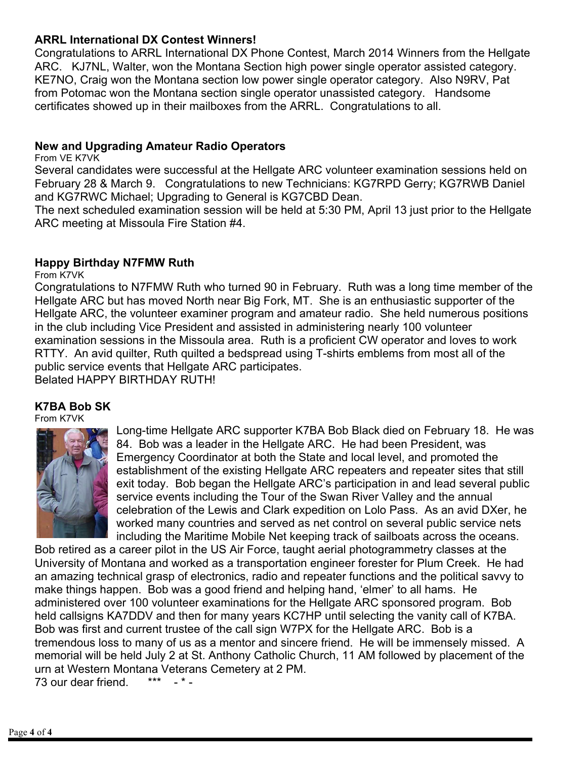**ARRL International DX Contest Winners!**

Congratulations to ARRL International DX Phone Contest, March 2014 Winners from the Hellgate ARC. KJ7NL, Walter, won the Montana Section high power single operator assisted category. KE7NO, Craig won the Montana section low power single operator category. Also N9RV, Pat from Potomac won the Montana section single operator unassisted category. Handsome certificates showed up in their mailboxes from the ARRL. Congratulations to all.

**New and Upgrading Amateur Radio Operators**

From VE K7VK

Several candidates were successful at the Hellgate ARC volunteer examination sessions held on February 28 & March 9. Congratulations to new Technicians: KG7RPD Gerry; KG7RWB Daniel and KG7RWC Michael; Upgrading to General is KG7CBD Dean.

The next scheduled examination session will be held at 5:30 PM, April 13 just prior to the Hellgate ARC meeting at Missoula Fire Station #4.

**Happy Birthday N7FMW Ruth**

From K7VK

Congratulations to N7FMW Ruth who turned 90 in February. Ruth was a long time member of the Hellgate ARC but has moved North near Big Fork, MT. She is an enthusiastic supporter of the Hellgate ARC, the volunteer examiner program and amateur radio. She held numerous positions in the club including Vice President and assisted in administering nearly 100 volunteer examination sessions in the Missoula area. Ruth is a proficient CW operator and loves to work RTTY. An avid quilter, Ruth quilted a bedspread using T-shirts emblems from most all of the public service events that Hellgate ARC participates.

Belated HAPPY BIRTHDAY RUTH!

**K7BA Bob SK**

From K7VK

Long-time Hellgate ARC supporter K7BA Bob Black died on February 18. He was 84. Bob was a leader in the Hellgate ARC. He had been President, was Emergency Coordinator at both the State and local level, and promoted the establishment of the existing Hellgate ARC repeaters and repeater sites that still exit today. Bob began the Hellgate ARC's participation in and lead several public service events including the Tour of the Swan River Valley and the annual celebration of the Lewis and Clark expedition on Lolo Pass. As an avid DXer, he worked many countries and served as net control on several public service nets including the Maritime Mobile Net keeping track of sailboats across the oceans.

Bob retired as a career pilot in the US Air Force, taught aerial photogrammetry classes at the University of Montana and worked as a transportation engineer forester for Plum Creek. He had an amazing technical grasp of electronics, radio and repeater functions and the political savvy to make things happen. Bob was a good friend and helping hand, 'elmer' to all hams. He administered over 100 volunteer examinations for the Hellgate ARC sponsored program. Bob held callsigns KA7DDV and then for many years KC7HP until selecting the vanity call of K7BA. Bob was first and current trustee of the call sign W7PX for the Hellgate ARC. Bob is a tremendous loss to many of us as a mentor and sincere friend. He will be immensely missed. A memorial will be held July 2 at St. Anthony Catholic Church, 11 AM followed by placement of the urn at Western Montana Veterans Cemetery at 2 PM.

73 our dear friend. *** - * -